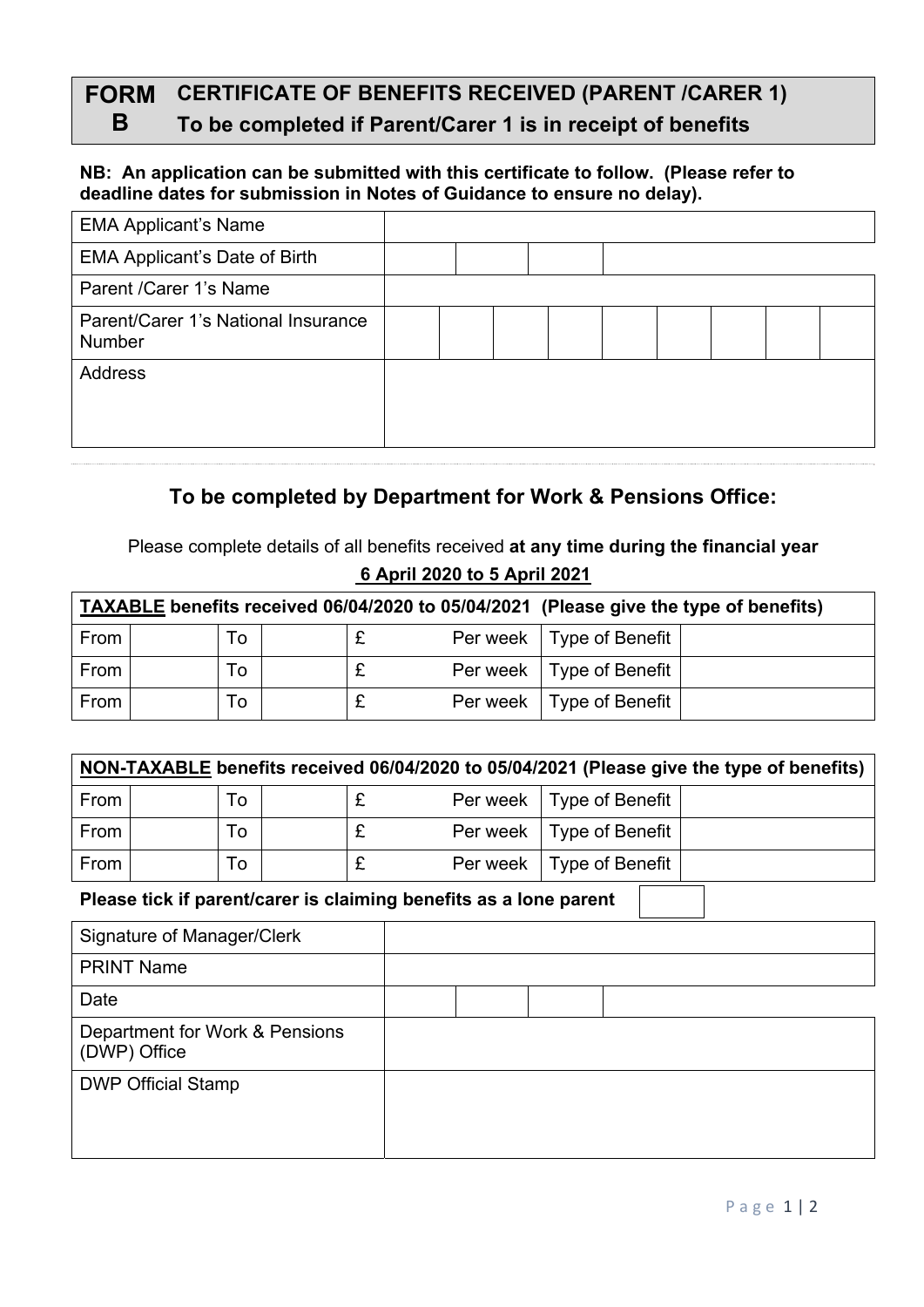# FORM B — CERTIFICATE OF BENEFITS RECEIVED (PARENT /CARER 1)

## To be completed if Parent/Carer 1 is in receipt of benefits

**NB: An application can be submitted with this certificate to follow. (Please refer to deadline dates for submission in Notes of Guidance to ensure no delay).**

| | | | | | | | | |
|---|---|---|---|---|---|---|---|---|
| EMA Applicant's Name | | | | | | | | |
| EMA Applicant's Date of Birth | | | | | | | | |
| Parent /Carer 1's Name | | | | | | | | |
| Parent/Carer 1's National Insurance Number | | | | | | | | |
| Address | | | | | | | | |

## To be completed by Department for Work & Pensions Office:

Please complete details of all benefits received **at any time during the financial year**

**6 April 2020 to 5 April 2021**

| **TAXABLE benefits received 06/04/2020 to 05/04/2021 (Please give the type of benefits)** | | | | | | | |
|---|---|---|---|---|---|---|---|
| From | | To | | £ | Per week | Type of Benefit | |
| From | | To | | £ | Per week | Type of Benefit | |
| From | | To | | £ | Per week | Type of Benefit | |

| **NON-TAXABLE benefits received 06/04/2020 to 05/04/2021 (Please give the type of benefits)** | | | | | | | |
|---|---|---|---|---|---|---|---|
| From | | To | | £ | Per week | Type of Benefit | |
| From | | To | | £ | Per week | Type of Benefit | |
| From | | To | | £ | Per week | Type of Benefit | |

**Please tick if parent/carer is claiming benefits as a lone parent** ☐

| | | | | |
|---|---|---|---|---|
| Signature of Manager/Clerk | | | | |
| PRINT Name | | | | |
| Date | | | | |
| Department for Work & Pensions (DWP) Office | | | | |
| DWP Official Stamp | | | | |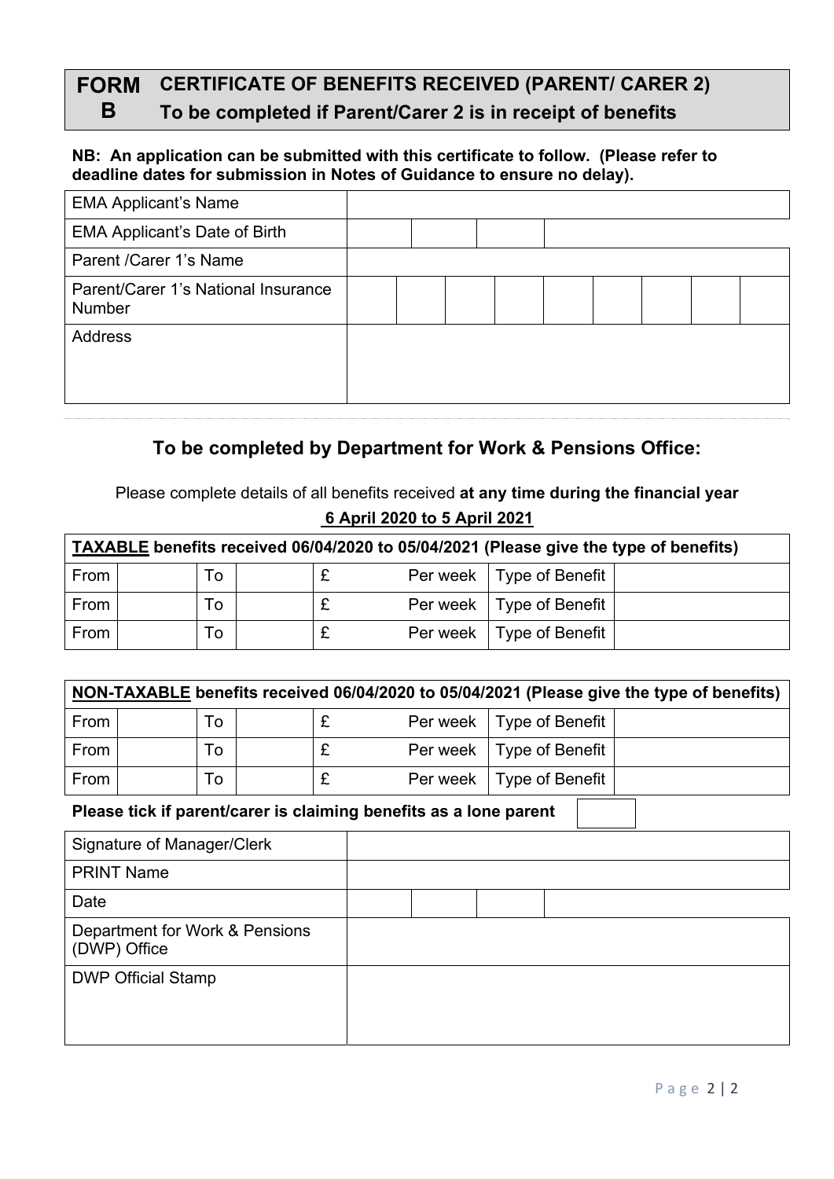# FORM B — CERTIFICATE OF BENEFITS RECEIVED (PARENT/ CARER 2)

## To be completed if Parent/Carer 2 is in receipt of benefits

**NB: An application can be submitted with this certificate to follow. (Please refer to deadline dates for submission in Notes of Guidance to ensure no delay).**

| | | | | | | | | | |
|---|---|---|---|---|---|---|---|---|---|
| EMA Applicant's Name | | | | | | | | | |
| EMA Applicant's Date of Birth | | | | | | | | | |
| Parent /Carer 1's Name | | | | | | | | | |
| Parent/Carer 1's National Insurance Number | | | | | | | | | |
| Address | | | | | | | | | |

## To be completed by Department for Work & Pensions Office:

Please complete details of all benefits received **at any time during the financial year**

**6 April 2020 to 5 April 2021**

| **TAXABLE benefits received 06/04/2020 to 05/04/2021 (Please give the type of benefits)** | | | | | | | |
|---|---|---|---|---|---|---|---|
| From | | To | | £ | Per week | Type of Benefit | |
| From | | To | | £ | Per week | Type of Benefit | |
| From | | To | | £ | Per week | Type of Benefit | |

| **NON-TAXABLE benefits received 06/04/2020 to 05/04/2021 (Please give the type of benefits)** | | | | | | | |
|---|---|---|---|---|---|---|---|
| From | | To | | £ | Per week | Type of Benefit | |
| From | | To | | £ | Per week | Type of Benefit | |
| From | | To | | £ | Per week | Type of Benefit | |

**Please tick if parent/carer is claiming benefits as a lone parent** ☐

| | | | | |
|---|---|---|---|---|
| Signature of Manager/Clerk | | | | |
| PRINT Name | | | | |
| Date | | | | |
| Department for Work & Pensions (DWP) Office | | | | |
| DWP Official Stamp | | | | |